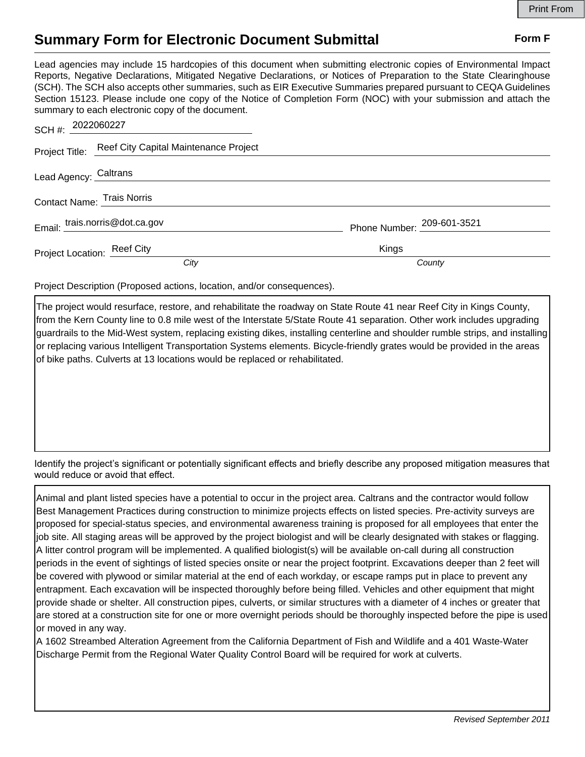# Summary Form for Electronic Document Submittal

**Form F**

Lead agencies may include 15 hardcopies of this document when submitting electronic copies of Environmental Impact Reports, Negative Declarations, Mitigated Negative Declarations, or Notices of Preparation to the State Clearinghouse (SCH). The SCH also accepts other summaries, such as EIR Executive Summaries prepared pursuant to CEQA Guidelines Section 15123. Please include one copy of the Notice of Completion Form (NOC) with your submission and attach the summary to each electronic copy of the document.

SCH #: 2022060227

Project Title: Reef City Capital Maintenance Project

Lead Agency: Caltrans

Contact Name: Trais Norris

Email: trais.norris@dot.ca.gov　　Phone Number: 209-601-3521

Project Location: Reef City (*City*)　　Kings (*County*)

Project Description (Proposed actions, location, and/or consequences).

The project would resurface, restore, and rehabilitate the roadway on State Route 41 near Reef City in Kings County, from the Kern County line to 0.8 mile west of the Interstate 5/State Route 41 separation. Other work includes upgrading guardrails to the Mid-West system, replacing existing dikes, installing centerline and shoulder rumble strips, and installing or replacing various Intelligent Transportation Systems elements. Bicycle-friendly grates would be provided in the areas of bike paths. Culverts at 13 locations would be replaced or rehabilitated.

Identify the project's significant or potentially significant effects and briefly describe any proposed mitigation measures that would reduce or avoid that effect.

Animal and plant listed species have a potential to occur in the project area. Caltrans and the contractor would follow Best Management Practices during construction to minimize projects effects on listed species. Pre-activity surveys are proposed for special-status species, and environmental awareness training is proposed for all employees that enter the job site. All staging areas will be approved by the project biologist and will be clearly designated with stakes or flagging. A litter control program will be implemented. A qualified biologist(s) will be available on-call during all construction periods in the event of sightings of listed species onsite or near the project footprint. Excavations deeper than 2 feet will be covered with plywood or similar material at the end of each workday, or escape ramps put in place to prevent any entrapment. Each excavation will be inspected thoroughly before being filled. Vehicles and other equipment that might provide shade or shelter. All construction pipes, culverts, or similar structures with a diameter of 4 inches or greater that are stored at a construction site for one or more overnight periods should be thoroughly inspected before the pipe is used or moved in any way.

A 1602 Streambed Alteration Agreement from the California Department of Fish and Wildlife and a 401 Waste-Water Discharge Permit from the Regional Water Quality Control Board will be required for work at culverts.

*Revised September 2011*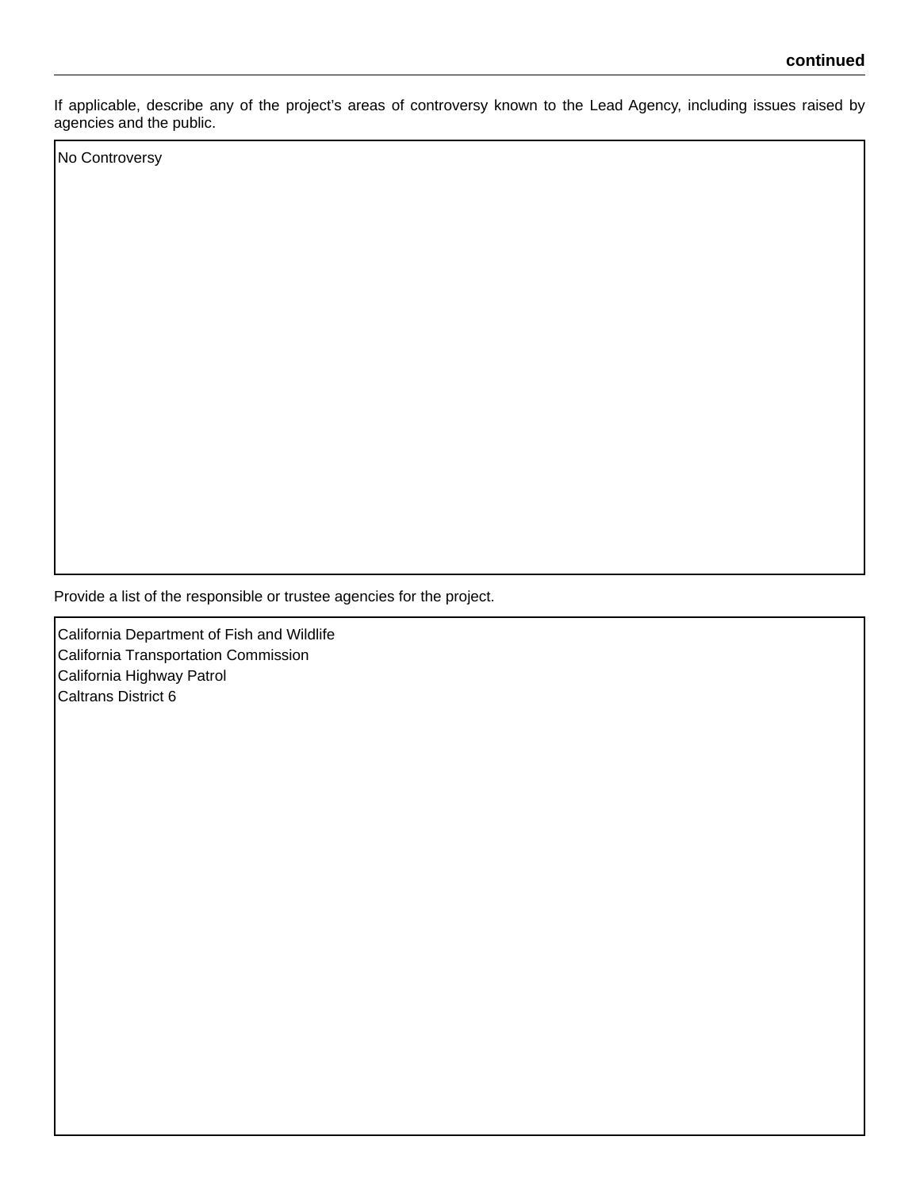**continued**

If applicable, describe any of the project's areas of controversy known to the Lead Agency, including issues raised by agencies and the public.

No Controversy

Provide a list of the responsible or trustee agencies for the project.

California Department of Fish and Wildlife
California Transportation Commission
California Highway Patrol
Caltrans District 6